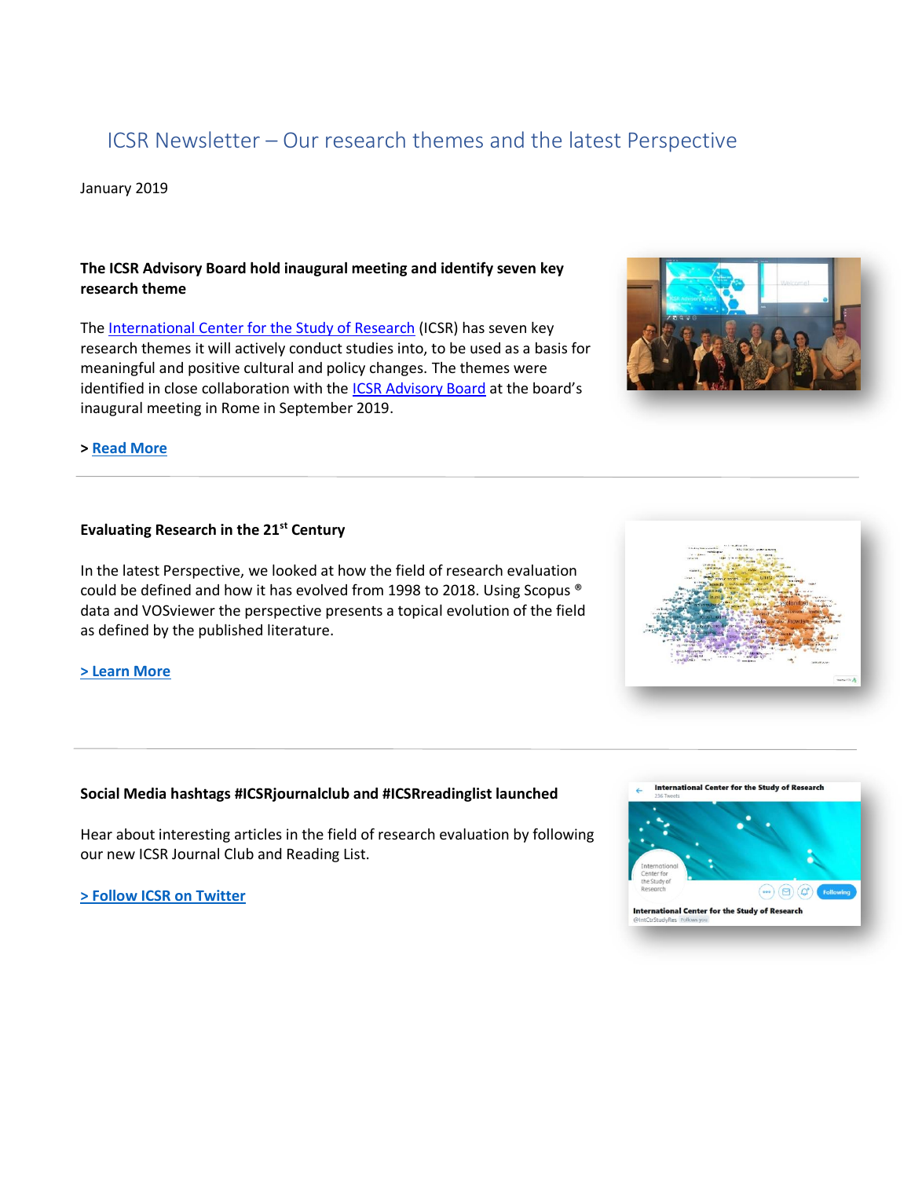# ICSR Newsletter – Our research themes and the latest Perspective

January 2019

**The ICSR Advisory Board hold inaugural meeting and identify seven key research theme**

The International Center for the Study of Research (ICSR) has seven key research themes it will actively conduct studies into, to be used as a basis for meaningful and positive cultural and policy changes. The themes were identified in close collaboration with the ICSR Advisory Board at the board's inaugural meeting in Rome in September 2019.

> **Read More**

---

**Evaluating Research in the 21st Century**

In the latest Perspective, we looked at how the field of research evaluation could be defined and how it has evolved from 1998 to 2018. Using Scopus ® data and VOSviewer the perspective presents a topical evolution of the field as defined by the published literature.

**> Learn More**

---

**Social Media hashtags #ICSRjournalclub and #ICSRreadinglist launched**

Hear about interesting articles in the field of research evaluation by following our new ICSR Journal Club and Reading List.

**> Follow ICSR on Twitter**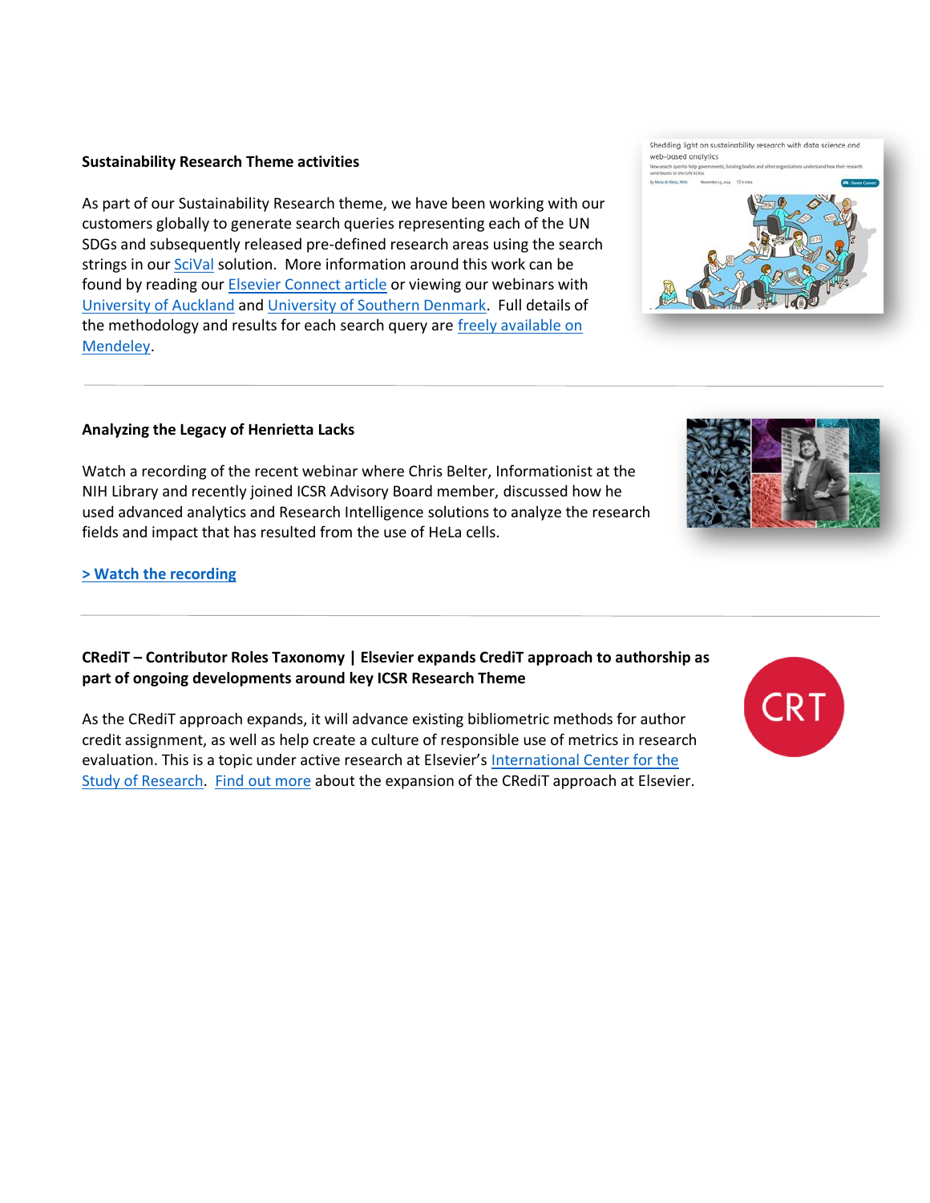**Sustainability Research Theme activities**

As part of our Sustainability Research theme, we have been working with our customers globally to generate search queries representing each of the UN SDGs and subsequently released pre-defined research areas using the search strings in our SciVal solution. More information around this work can be found by reading our Elsevier Connect article or viewing our webinars with University of Auckland and University of Southern Denmark. Full details of the methodology and results for each search query are freely available on Mendeley.

---

**Analyzing the Legacy of Henrietta Lacks**

Watch a recording of the recent webinar where Chris Belter, Informationist at the NIH Library and recently joined ICSR Advisory Board member, discussed how he used advanced analytics and Research Intelligence solutions to analyze the research fields and impact that has resulted from the use of HeLa cells.

**> Watch the recording**

---

**CRediT – Contributor Roles Taxonomy | Elsevier expands CrediT approach to authorship as part of ongoing developments around key ICSR Research Theme**

As the CRediT approach expands, it will advance existing bibliometric methods for author credit assignment, as well as help create a culture of responsible use of metrics in research evaluation. This is a topic under active research at Elsevier's International Center for the Study of Research. Find out more about the expansion of the CRediT approach at Elsevier.